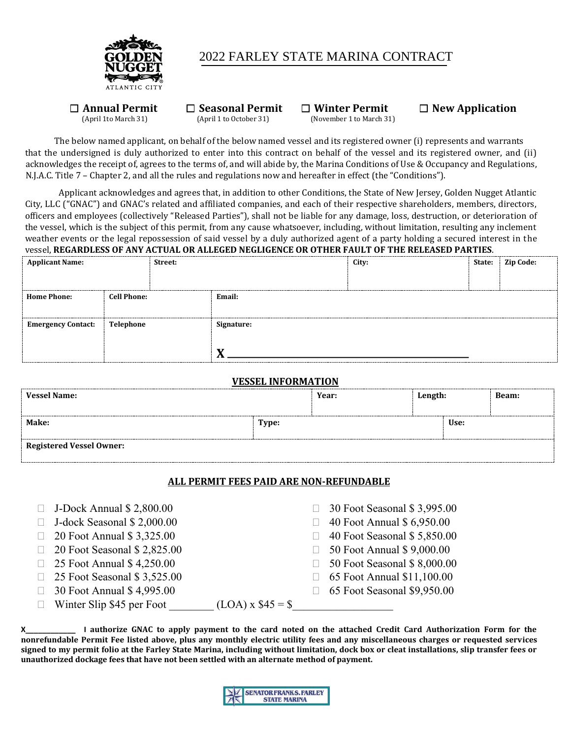# 2022 FARLEY STATE MARINA CONTRACT

☐ **Annual Permit** (April 1to March 31) ☐ **Seasonal Permit** (April 1 to October 31) ☐ **Winter Permit** (November 1 to March 31) ☐ **New Application**

The below named applicant, on behalf of the below named vessel and its registered owner (i) represents and warrants that the undersigned is duly authorized to enter into this contract on behalf of the vessel and its registered owner, and (ii) acknowledges the receipt of, agrees to the terms of, and will abide by, the Marina Conditions of Use & Occupancy and Regulations, N.J.A.C. Title 7 – Chapter 2, and all the rules and regulations now and hereafter in effect (the "Conditions").

Applicant acknowledges and agrees that, in addition to other Conditions, the State of New Jersey, Golden Nugget Atlantic City, LLC ("GNAC") and GNAC's related and affiliated companies, and each of their respective shareholders, members, directors, officers and employees (collectively "Released Parties"), shall not be liable for any damage, loss, destruction, or deterioration of the vessel, which is the subject of this permit, from any cause whatsoever, including, without limitation, resulting any inclement weather events or the legal repossession of said vessel by a duly authorized agent of a party holding a secured interest in the vessel, **REGARDLESS OF ANY ACTUAL OR ALLEGED NEGLIGENCE OR OTHER FAULT OF THE RELEASED PARTIES**.

| **Applicant Name:** | **Street:** | **City:** | **State:** | **Zip Code:** |
|---|---|---|---|---|
| | | | | |

| **Home Phone:** | **Cell Phone:** | **Email:** |
|---|---|---|
| | | |
| **Emergency Contact:** | **Telephone** | **Signature:** X ______________________ |

## VESSEL INFORMATION

| **Vessel Name:** | **Year:** | **Length:** | **Beam:** |
|---|---|---|---|
| | | | |

| **Make:** | **Type:** | **Use:** |
|---|---|---|
| | | |
| **Registered Vessel Owner:** | | |

### ALL PERMIT FEES PAID ARE NON-REFUNDABLE

- ☐ J-Dock Annual $ 2,800.00
- ☐ J-dock Seasonal $ 2,000.00
- ☐ 20 Foot Annual $ 3,325.00
- ☐ 20 Foot Seasonal $ 2,825.00
- ☐ 25 Foot Annual $ 4,250.00
- ☐ 25 Foot Seasonal $ 3,525.00
- ☐ 30 Foot Annual $ 4,995.00
- ☐ 30 Foot Seasonal $ 3,995.00
- ☐ 40 Foot Annual $ 6,950.00
- ☐ 40 Foot Seasonal $ 5,850.00
- ☐ 50 Foot Annual $ 9,000.00
- ☐ 50 Foot Seasonal $ 8,000.00
- ☐ 65 Foot Annual $11,100.00
- ☐ 65 Foot Seasonal $9,950.00
- ☐ Winter Slip $45 per Foot ________ (LOA) x $45 = $__________________

**X______________ I authorize GNAC to apply payment to the card noted on the attached Credit Card Authorization Form for the nonrefundable Permit Fee listed above, plus any monthly electric utility fees and any miscellaneous charges or requested services signed to my permit folio at the Farley State Marina, including without limitation, dock box or cleat installations, slip transfer fees or unauthorized dockage fees that have not been settled with an alternate method of payment.**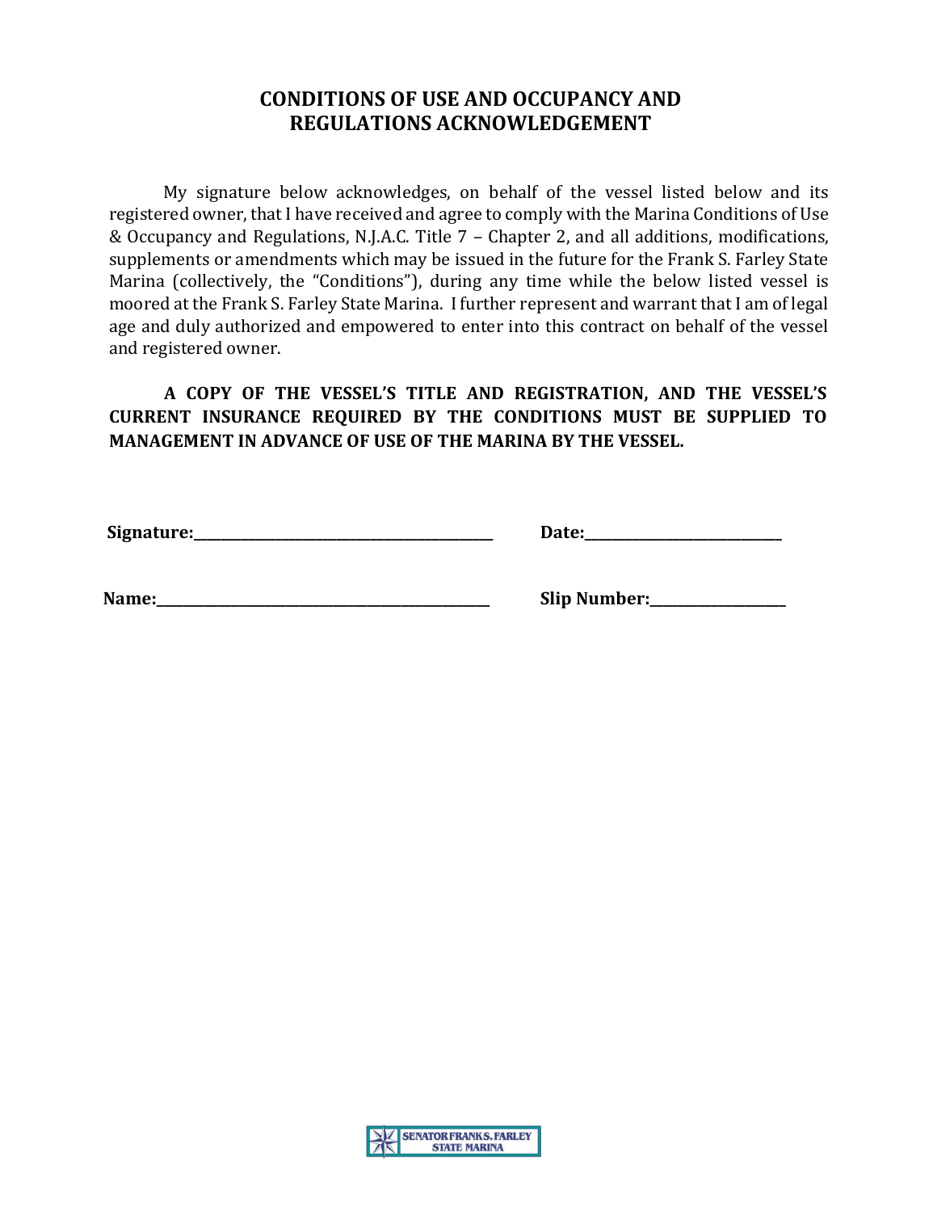# CONDITIONS OF USE AND OCCUPANCY AND REGULATIONS ACKNOWLEDGEMENT

My signature below acknowledges, on behalf of the vessel listed below and its registered owner, that I have received and agree to comply with the Marina Conditions of Use & Occupancy and Regulations, N.J.A.C. Title 7 – Chapter 2, and all additions, modifications, supplements or amendments which may be issued in the future for the Frank S. Farley State Marina (collectively, the "Conditions"), during any time while the below listed vessel is moored at the Frank S. Farley State Marina. I further represent and warrant that I am of legal age and duly authorized and empowered to enter into this contract on behalf of the vessel and registered owner.

**A COPY OF THE VESSEL'S TITLE AND REGISTRATION, AND THE VESSEL'S CURRENT INSURANCE REQUIRED BY THE CONDITIONS MUST BE SUPPLIED TO MANAGEMENT IN ADVANCE OF USE OF THE MARINA BY THE VESSEL.**

**Signature:**_______________________________________ **Date:**_________________________

**Name:**___________________________________________ **Slip Number:**_________________

SENATOR FRANK S. FARLEY STATE MARINA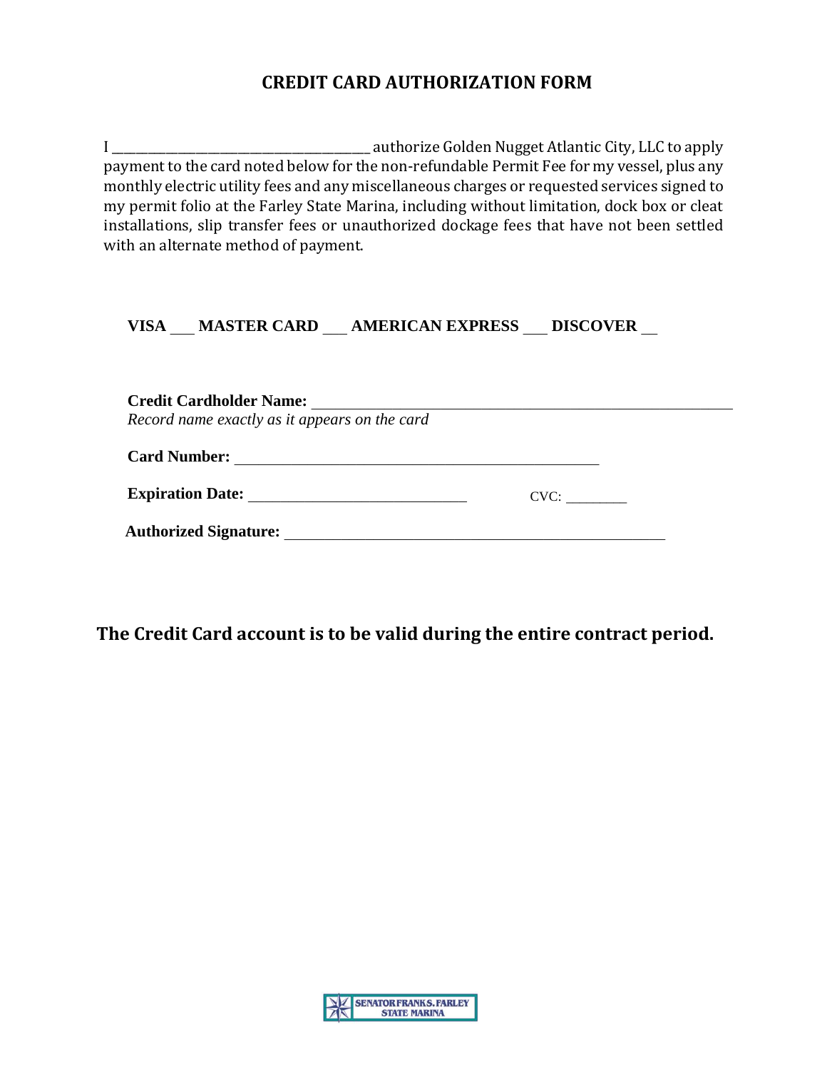# CREDIT CARD AUTHORIZATION FORM

I ________________________________________ authorize Golden Nugget Atlantic City, LLC to apply payment to the card noted below for the non-refundable Permit Fee for my vessel, plus any monthly electric utility fees and any miscellaneous charges or requested services signed to my permit folio at the Farley State Marina, including without limitation, dock box or cleat installations, slip transfer fees or unauthorized dockage fees that have not been settled with an alternate method of payment.

**VISA** ___ **MASTER CARD** ___ **AMERICAN EXPRESS** ___ **DISCOVER** __

**Credit Cardholder Name:** ____________________________________________
*Record name exactly as it appears on the card*

**Card Number:** ____________________________________________

**Expiration Date:** ____________________________ CVC: ________

**Authorized Signature:** ____________________________________________

**The Credit Card account is to be valid during the entire contract period.**

SENATOR FRANK S. FARLEY STATE MARINA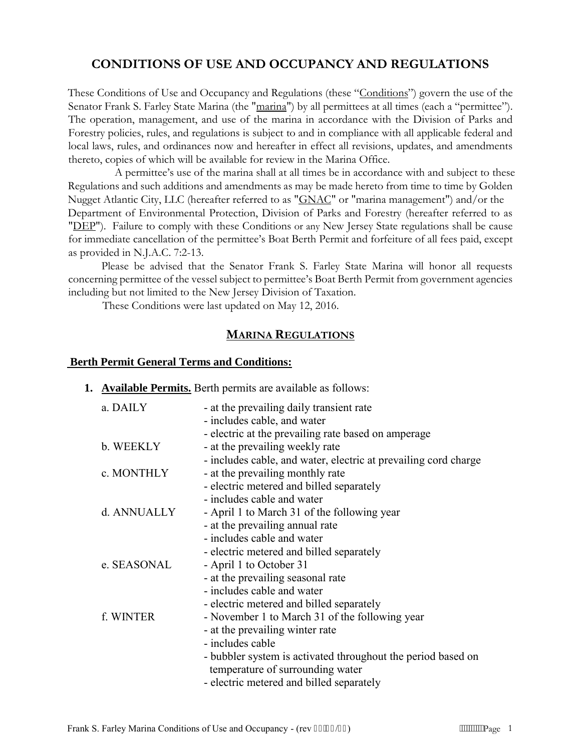# CONDITIONS OF USE AND OCCUPANCY AND REGULATIONS

These Conditions of Use and Occupancy and Regulations (these "Conditions") govern the use of the Senator Frank S. Farley State Marina (the "marina") by all permittees at all times (each a "permittee"). The operation, management, and use of the marina in accordance with the Division of Parks and Forestry policies, rules, and regulations is subject to and in compliance with all applicable federal and local laws, rules, and ordinances now and hereafter in effect all revisions, updates, and amendments thereto, copies of which will be available for review in the Marina Office.

A permittee's use of the marina shall at all times be in accordance with and subject to these Regulations and such additions and amendments as may be made hereto from time to time by Golden Nugget Atlantic City, LLC (hereafter referred to as "GNAC" or "marina management") and/or the Department of Environmental Protection, Division of Parks and Forestry (hereafter referred to as "DEP"). Failure to comply with these Conditions or any New Jersey State regulations shall be cause for immediate cancellation of the permittee's Boat Berth Permit and forfeiture of all fees paid, except as provided in N.J.A.C. 7:2-13.

Please be advised that the Senator Frank S. Farley State Marina will honor all requests concerning permittee of the vessel subject to permittee's Boat Berth Permit from government agencies including but not limited to the New Jersey Division of Taxation.

These Conditions were last updated on May 12, 2016.

## MARINA REGULATIONS

### Berth Permit General Terms and Conditions:

1. **Available Permits.** Berth permits are available as follows:

| | |
|---|---|
| a. DAILY | - at the prevailing daily transient rate<br>- includes cable, and water<br>- electric at the prevailing rate based on amperage |
| b. WEEKLY | - at the prevailing weekly rate<br>- includes cable, and water, electric at prevailing cord charge |
| c. MONTHLY | - at the prevailing monthly rate<br>- electric metered and billed separately<br>- includes cable and water |
| d. ANNUALLY | - April 1 to March 31 of the following year<br>- at the prevailing annual rate<br>- includes cable and water<br>- electric metered and billed separately |
| e. SEASONAL | - April 1 to October 31<br>- at the prevailing seasonal rate<br>- includes cable and water<br>- electric metered and billed separately |
| f. WINTER | - November 1 to March 31 of the following year<br>- at the prevailing winter rate<br>- includes cable<br>- bubbler system is activated throughout the period based on temperature of surrounding water<br>- electric metered and billed separately |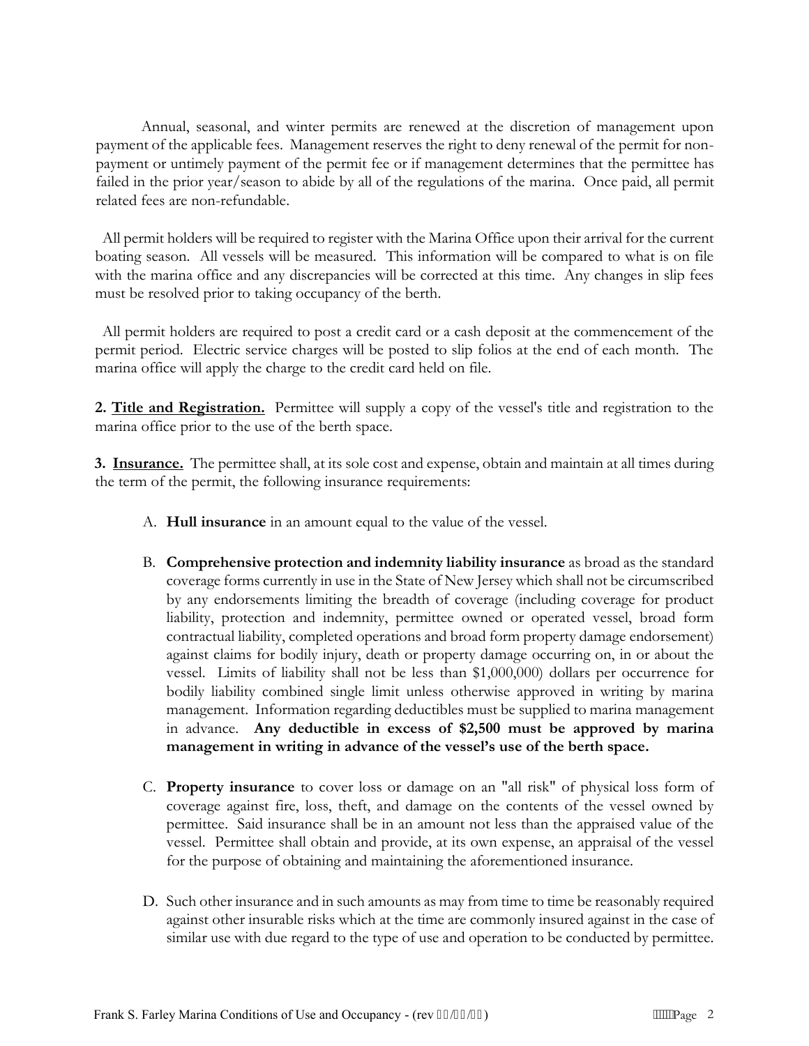Annual, seasonal, and winter permits are renewed at the discretion of management upon payment of the applicable fees. Management reserves the right to deny renewal of the permit for non-payment or untimely payment of the permit fee or if management determines that the permittee has failed in the prior year/season to abide by all of the regulations of the marina. Once paid, all permit related fees are non-refundable.

All permit holders will be required to register with the Marina Office upon their arrival for the current boating season. All vessels will be measured. This information will be compared to what is on file with the marina office and any discrepancies will be corrected at this time. Any changes in slip fees must be resolved prior to taking occupancy of the berth.

All permit holders are required to post a credit card or a cash deposit at the commencement of the permit period. Electric service charges will be posted to slip folios at the end of each month. The marina office will apply the charge to the credit card held on file.

**2. <u>Title and Registration.</u>** Permittee will supply a copy of the vessel's title and registration to the marina office prior to the use of the berth space.

**3. <u>Insurance.</u>** The permittee shall, at its sole cost and expense, obtain and maintain at all times during the term of the permit, the following insurance requirements:

A. **Hull insurance** in an amount equal to the value of the vessel.

B. **Comprehensive protection and indemnity liability insurance** as broad as the standard coverage forms currently in use in the State of New Jersey which shall not be circumscribed by any endorsements limiting the breadth of coverage (including coverage for product liability, protection and indemnity, permittee owned or operated vessel, broad form contractual liability, completed operations and broad form property damage endorsement) against claims for bodily injury, death or property damage occurring on, in or about the vessel. Limits of liability shall not be less than $1,000,000) dollars per occurrence for bodily liability combined single limit unless otherwise approved in writing by marina management. Information regarding deductibles must be supplied to marina management in advance. **Any deductible in excess of $2,500 must be approved by marina management in writing in advance of the vessel's use of the berth space.**

C. **Property insurance** to cover loss or damage on an "all risk" of physical loss form of coverage against fire, loss, theft, and damage on the contents of the vessel owned by permittee. Said insurance shall be in an amount not less than the appraised value of the vessel. Permittee shall obtain and provide, at its own expense, an appraisal of the vessel for the purpose of obtaining and maintaining the aforementioned insurance.

D. Such other insurance and in such amounts as may from time to time be reasonably required against other insurable risks which at the time are commonly insured against in the case of similar use with due regard to the type of use and operation to be conducted by permittee.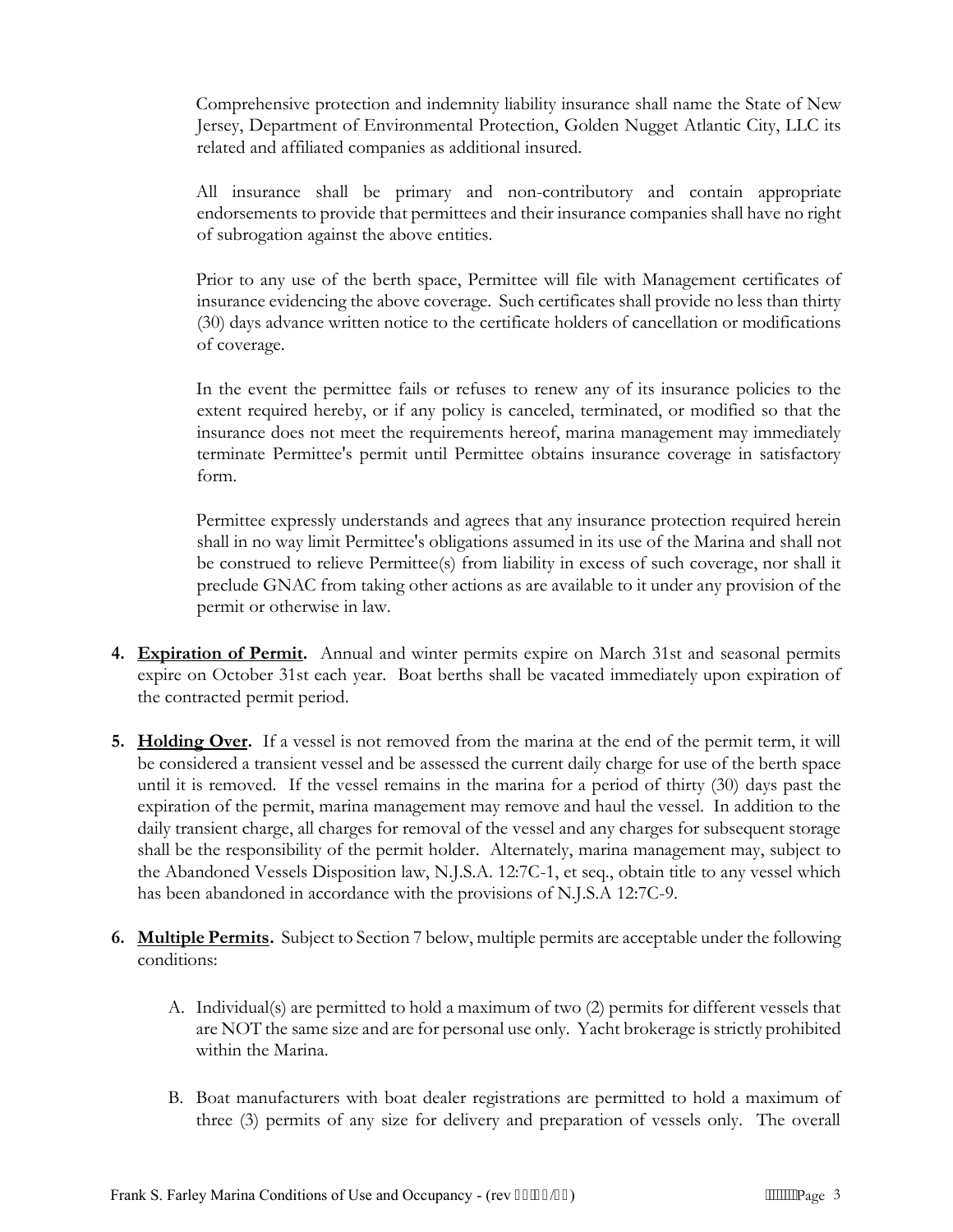Comprehensive protection and indemnity liability insurance shall name the State of New Jersey, Department of Environmental Protection, Golden Nugget Atlantic City, LLC its related and affiliated companies as additional insured.

All insurance shall be primary and non-contributory and contain appropriate endorsements to provide that permittees and their insurance companies shall have no right of subrogation against the above entities.

Prior to any use of the berth space, Permittee will file with Management certificates of insurance evidencing the above coverage. Such certificates shall provide no less than thirty (30) days advance written notice to the certificate holders of cancellation or modifications of coverage.

In the event the permittee fails or refuses to renew any of its insurance policies to the extent required hereby, or if any policy is canceled, terminated, or modified so that the insurance does not meet the requirements hereof, marina management may immediately terminate Permittee's permit until Permittee obtains insurance coverage in satisfactory form.

Permittee expressly understands and agrees that any insurance protection required herein shall in no way limit Permittee's obligations assumed in its use of the Marina and shall not be construed to relieve Permittee(s) from liability in excess of such coverage, nor shall it preclude GNAC from taking other actions as are available to it under any provision of the permit or otherwise in law.

4. **Expiration of Permit.** Annual and winter permits expire on March 31st and seasonal permits expire on October 31st each year. Boat berths shall be vacated immediately upon expiration of the contracted permit period.

5. **Holding Over.** If a vessel is not removed from the marina at the end of the permit term, it will be considered a transient vessel and be assessed the current daily charge for use of the berth space until it is removed. If the vessel remains in the marina for a period of thirty (30) days past the expiration of the permit, marina management may remove and haul the vessel. In addition to the daily transient charge, all charges for removal of the vessel and any charges for subsequent storage shall be the responsibility of the permit holder. Alternately, marina management may, subject to the Abandoned Vessels Disposition law, N.J.S.A. 12:7C-1, et seq., obtain title to any vessel which has been abandoned in accordance with the provisions of N.J.S.A 12:7C-9.

6. **Multiple Permits.** Subject to Section 7 below, multiple permits are acceptable under the following conditions:

   A. Individual(s) are permitted to hold a maximum of two (2) permits for different vessels that are NOT the same size and are for personal use only. Yacht brokerage is strictly prohibited within the Marina.

   B. Boat manufacturers with boat dealer registrations are permitted to hold a maximum of three (3) permits of any size for delivery and preparation of vessels only. The overall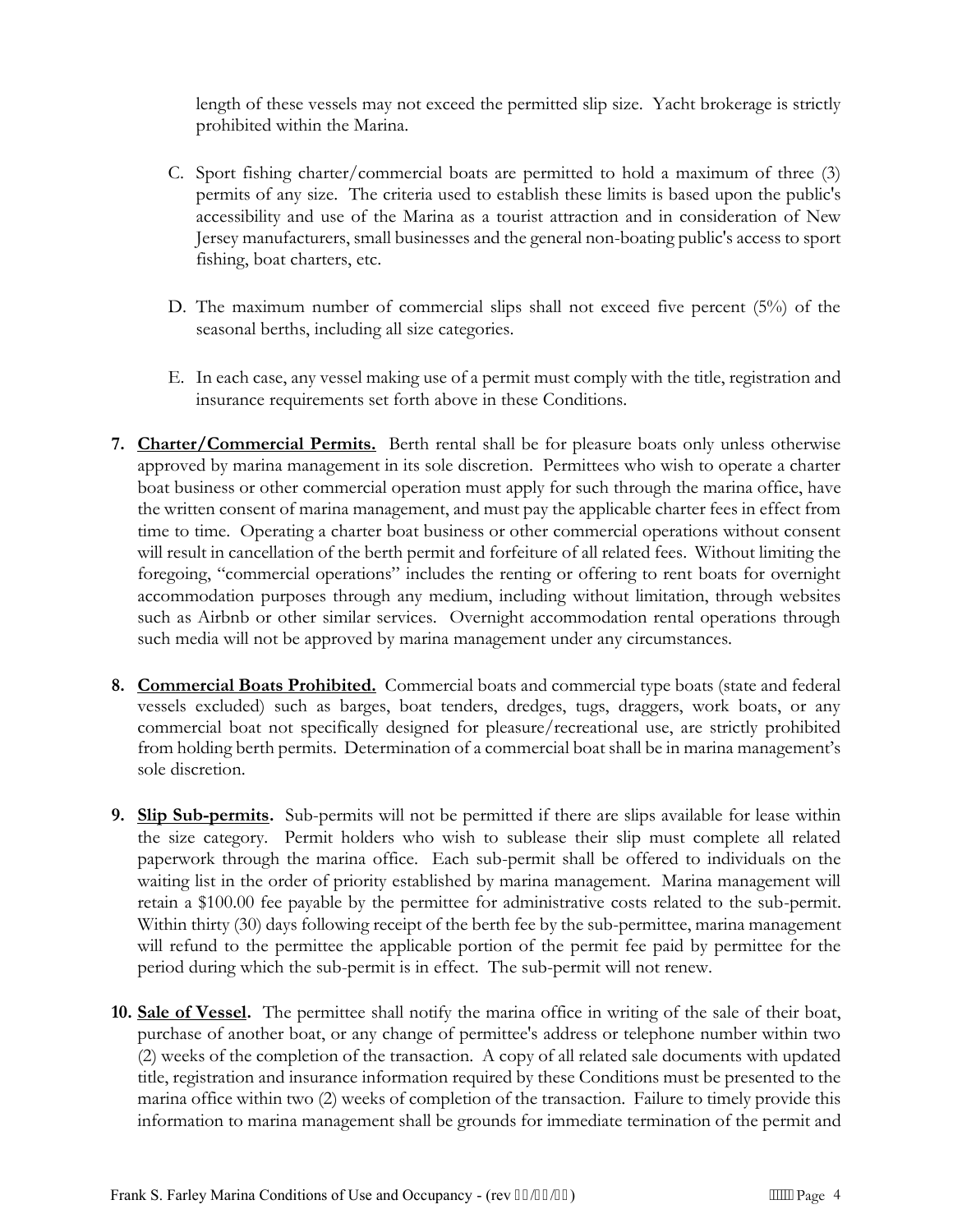length of these vessels may not exceed the permitted slip size. Yacht brokerage is strictly prohibited within the Marina.

C. Sport fishing charter/commercial boats are permitted to hold a maximum of three (3) permits of any size. The criteria used to establish these limits is based upon the public's accessibility and use of the Marina as a tourist attraction and in consideration of New Jersey manufacturers, small businesses and the general non-boating public's access to sport fishing, boat charters, etc.

D. The maximum number of commercial slips shall not exceed five percent (5%) of the seasonal berths, including all size categories.

E. In each case, any vessel making use of a permit must comply with the title, registration and insurance requirements set forth above in these Conditions.

**7. Charter/Commercial Permits.** Berth rental shall be for pleasure boats only unless otherwise approved by marina management in its sole discretion. Permittees who wish to operate a charter boat business or other commercial operation must apply for such through the marina office, have the written consent of marina management, and must pay the applicable charter fees in effect from time to time. Operating a charter boat business or other commercial operations without consent will result in cancellation of the berth permit and forfeiture of all related fees. Without limiting the foregoing, "commercial operations" includes the renting or offering to rent boats for overnight accommodation purposes through any medium, including without limitation, through websites such as Airbnb or other similar services. Overnight accommodation rental operations through such media will not be approved by marina management under any circumstances.

**8. Commercial Boats Prohibited.** Commercial boats and commercial type boats (state and federal vessels excluded) such as barges, boat tenders, dredges, tugs, draggers, work boats, or any commercial boat not specifically designed for pleasure/recreational use, are strictly prohibited from holding berth permits. Determination of a commercial boat shall be in marina management's sole discretion.

**9. Slip Sub-permits.** Sub-permits will not be permitted if there are slips available for lease within the size category. Permit holders who wish to sublease their slip must complete all related paperwork through the marina office. Each sub-permit shall be offered to individuals on the waiting list in the order of priority established by marina management. Marina management will retain a $100.00 fee payable by the permittee for administrative costs related to the sub-permit. Within thirty (30) days following receipt of the berth fee by the sub-permittee, marina management will refund to the permittee the applicable portion of the permit fee paid by permittee for the period during which the sub-permit is in effect. The sub-permit will not renew.

**10. Sale of Vessel.** The permittee shall notify the marina office in writing of the sale of their boat, purchase of another boat, or any change of permittee's address or telephone number within two (2) weeks of the completion of the transaction. A copy of all related sale documents with updated title, registration and insurance information required by these Conditions must be presented to the marina office within two (2) weeks of completion of the transaction. Failure to timely provide this information to marina management shall be grounds for immediate termination of the permit and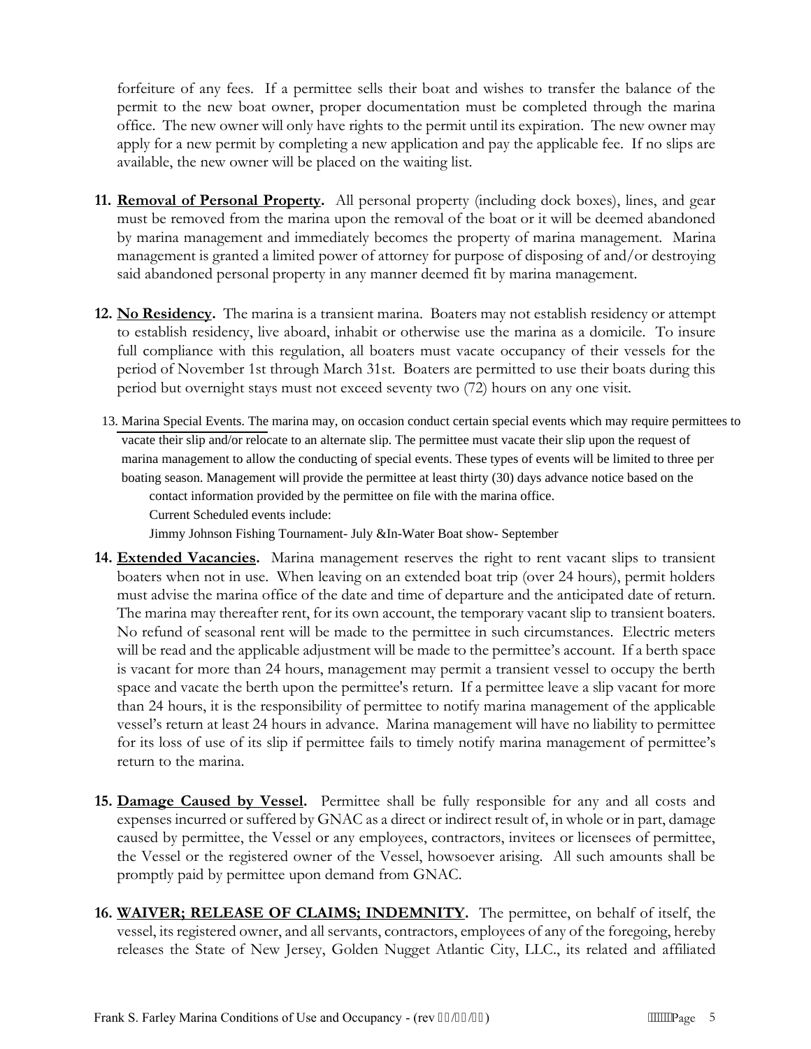forfeiture of any fees. If a permittee sells their boat and wishes to transfer the balance of the permit to the new boat owner, proper documentation must be completed through the marina office. The new owner will only have rights to the permit until its expiration. The new owner may apply for a new permit by completing a new application and pay the applicable fee. If no slips are available, the new owner will be placed on the waiting list.

11. **Removal of Personal Property.** All personal property (including dock boxes), lines, and gear must be removed from the marina upon the removal of the boat or it will be deemed abandoned by marina management and immediately becomes the property of marina management. Marina management is granted a limited power of attorney for purpose of disposing of and/or destroying said abandoned personal property in any manner deemed fit by marina management.

12. **No Residency.** The marina is a transient marina. Boaters may not establish residency or attempt to establish residency, live aboard, inhabit or otherwise use the marina as a domicile. To insure full compliance with this regulation, all boaters must vacate occupancy of their vessels for the period of November 1st through March 31st. Boaters are permitted to use their boats during this period but overnight stays must not exceed seventy two (72) hours on any one visit.

13. Marina Special Events. The marina may, on occasion conduct certain special events which may require permittees to vacate their slip and/or relocate to an alternate slip. The permittee must vacate their slip upon the request of marina management to allow the conducting of special events. These types of events will be limited to three per boating season. Management will provide the permittee at least thirty (30) days advance notice based on the contact information provided by the permittee on file with the marina office.
    Current Scheduled events include:
    Jimmy Johnson Fishing Tournament- July &In-Water Boat show- September

14. **Extended Vacancies.** Marina management reserves the right to rent vacant slips to transient boaters when not in use. When leaving on an extended boat trip (over 24 hours), permit holders must advise the marina office of the date and time of departure and the anticipated date of return. The marina may thereafter rent, for its own account, the temporary vacant slip to transient boaters. No refund of seasonal rent will be made to the permittee in such circumstances. Electric meters will be read and the applicable adjustment will be made to the permittee's account. If a berth space is vacant for more than 24 hours, management may permit a transient vessel to occupy the berth space and vacate the berth upon the permittee's return. If a permittee leave a slip vacant for more than 24 hours, it is the responsibility of permittee to notify marina management of the applicable vessel's return at least 24 hours in advance. Marina management will have no liability to permittee for its loss of use of its slip if permittee fails to timely notify marina management of permittee's return to the marina.

15. **Damage Caused by Vessel.** Permittee shall be fully responsible for any and all costs and expenses incurred or suffered by GNAC as a direct or indirect result of, in whole or in part, damage caused by permittee, the Vessel or any employees, contractors, invitees or licensees of permittee, the Vessel or the registered owner of the Vessel, howsoever arising. All such amounts shall be promptly paid by permittee upon demand from GNAC.

16. **WAIVER; RELEASE OF CLAIMS; INDEMNITY.** The permittee, on behalf of itself, the vessel, its registered owner, and all servants, contractors, employees of any of the foregoing, hereby releases the State of New Jersey, Golden Nugget Atlantic City, LLC., its related and affiliated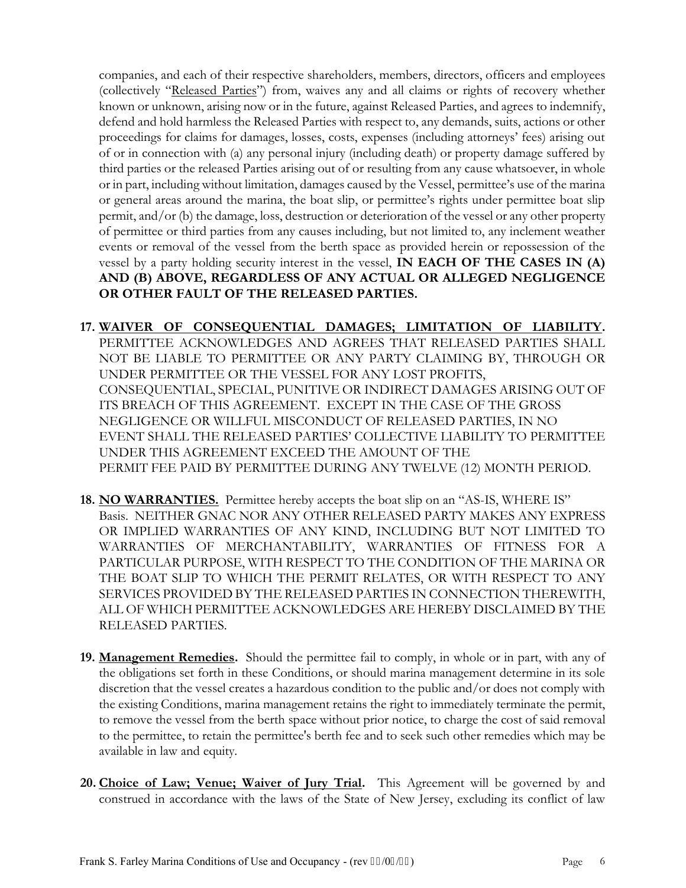companies, and each of their respective shareholders, members, directors, officers and employees (collectively "Released Parties") from, waives any and all claims or rights of recovery whether known or unknown, arising now or in the future, against Released Parties, and agrees to indemnify, defend and hold harmless the Released Parties with respect to, any demands, suits, actions or other proceedings for claims for damages, losses, costs, expenses (including attorneys' fees) arising out of or in connection with (a) any personal injury (including death) or property damage suffered by third parties or the released Parties arising out of or resulting from any cause whatsoever, in whole or in part, including without limitation, damages caused by the Vessel, permittee's use of the marina or general areas around the marina, the boat slip, or permittee's rights under permittee boat slip permit, and/or (b) the damage, loss, destruction or deterioration of the vessel or any other property of permittee or third parties from any causes including, but not limited to, any inclement weather events or removal of the vessel from the berth space as provided herein or repossession of the vessel by a party holding security interest in the vessel, **IN EACH OF THE CASES IN (A) AND (B) ABOVE, REGARDLESS OF ANY ACTUAL OR ALLEGED NEGLIGENCE OR OTHER FAULT OF THE RELEASED PARTIES.**

17. **WAIVER OF CONSEQUENTIAL DAMAGES; LIMITATION OF LIABILITY.** PERMITTEE ACKNOWLEDGES AND AGREES THAT RELEASED PARTIES SHALL NOT BE LIABLE TO PERMITTEE OR ANY PARTY CLAIMING BY, THROUGH OR UNDER PERMITTEE OR THE VESSEL FOR ANY LOST PROFITS, CONSEQUENTIAL, SPECIAL, PUNITIVE OR INDIRECT DAMAGES ARISING OUT OF ITS BREACH OF THIS AGREEMENT. EXCEPT IN THE CASE OF THE GROSS NEGLIGENCE OR WILLFUL MISCONDUCT OF RELEASED PARTIES, IN NO EVENT SHALL THE RELEASED PARTIES' COLLECTIVE LIABILITY TO PERMITTEE UNDER THIS AGREEMENT EXCEED THE AMOUNT OF THE PERMIT FEE PAID BY PERMITTEE DURING ANY TWELVE (12) MONTH PERIOD.

18. **NO WARRANTIES.** Permittee hereby accepts the boat slip on an "AS-IS, WHERE IS" Basis. NEITHER GNAC NOR ANY OTHER RELEASED PARTY MAKES ANY EXPRESS OR IMPLIED WARRANTIES OF ANY KIND, INCLUDING BUT NOT LIMITED TO WARRANTIES OF MERCHANTABILITY, WARRANTIES OF FITNESS FOR A PARTICULAR PURPOSE, WITH RESPECT TO THE CONDITION OF THE MARINA OR THE BOAT SLIP TO WHICH THE PERMIT RELATES, OR WITH RESPECT TO ANY SERVICES PROVIDED BY THE RELEASED PARTIES IN CONNECTION THEREWITH, ALL OF WHICH PERMITTEE ACKNOWLEDGES ARE HEREBY DISCLAIMED BY THE RELEASED PARTIES.

19. **Management Remedies.** Should the permittee fail to comply, in whole or in part, with any of the obligations set forth in these Conditions, or should marina management determine in its sole discretion that the vessel creates a hazardous condition to the public and/or does not comply with the existing Conditions, marina management retains the right to immediately terminate the permit, to remove the vessel from the berth space without prior notice, to charge the cost of said removal to the permittee, to retain the permittee's berth fee and to seek such other remedies which may be available in law and equity.

20. **Choice of Law; Venue; Waiver of Jury Trial.** This Agreement will be governed by and construed in accordance with the laws of the State of New Jersey, excluding its conflict of law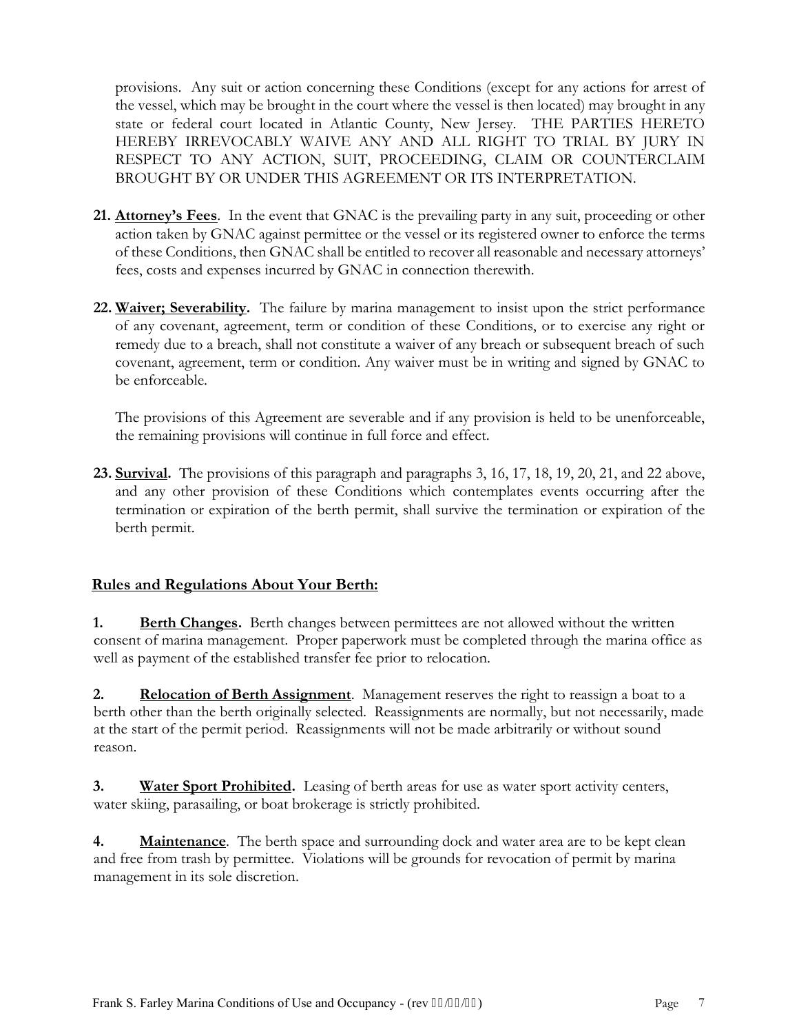provisions. Any suit or action concerning these Conditions (except for any actions for arrest of the vessel, which may be brought in the court where the vessel is then located) may brought in any state or federal court located in Atlantic County, New Jersey. THE PARTIES HERETO HEREBY IRREVOCABLY WAIVE ANY AND ALL RIGHT TO TRIAL BY JURY IN RESPECT TO ANY ACTION, SUIT, PROCEEDING, CLAIM OR COUNTERCLAIM BROUGHT BY OR UNDER THIS AGREEMENT OR ITS INTERPRETATION.

21. **Attorney's Fees**. In the event that GNAC is the prevailing party in any suit, proceeding or other action taken by GNAC against permittee or the vessel or its registered owner to enforce the terms of these Conditions, then GNAC shall be entitled to recover all reasonable and necessary attorneys' fees, costs and expenses incurred by GNAC in connection therewith.

22. **Waiver; Severability.** The failure by marina management to insist upon the strict performance of any covenant, agreement, term or condition of these Conditions, or to exercise any right or remedy due to a breach, shall not constitute a waiver of any breach or subsequent breach of such covenant, agreement, term or condition. Any waiver must be in writing and signed by GNAC to be enforceable.

    The provisions of this Agreement are severable and if any provision is held to be unenforceable, the remaining provisions will continue in full force and effect.

23. **Survival.** The provisions of this paragraph and paragraphs 3, 16, 17, 18, 19, 20, 21, and 22 above, and any other provision of these Conditions which contemplates events occurring after the termination or expiration of the berth permit, shall survive the termination or expiration of the berth permit.

## Rules and Regulations About Your Berth:

**1. Berth Changes.** Berth changes between permittees are not allowed without the written consent of marina management. Proper paperwork must be completed through the marina office as well as payment of the established transfer fee prior to relocation.

**2. Relocation of Berth Assignment**. Management reserves the right to reassign a boat to a berth other than the berth originally selected. Reassignments are normally, but not necessarily, made at the start of the permit period. Reassignments will not be made arbitrarily or without sound reason.

**3. Water Sport Prohibited.** Leasing of berth areas for use as water sport activity centers, water skiing, parasailing, or boat brokerage is strictly prohibited.

**4. Maintenance**. The berth space and surrounding dock and water area are to be kept clean and free from trash by permittee. Violations will be grounds for revocation of permit by marina management in its sole discretion.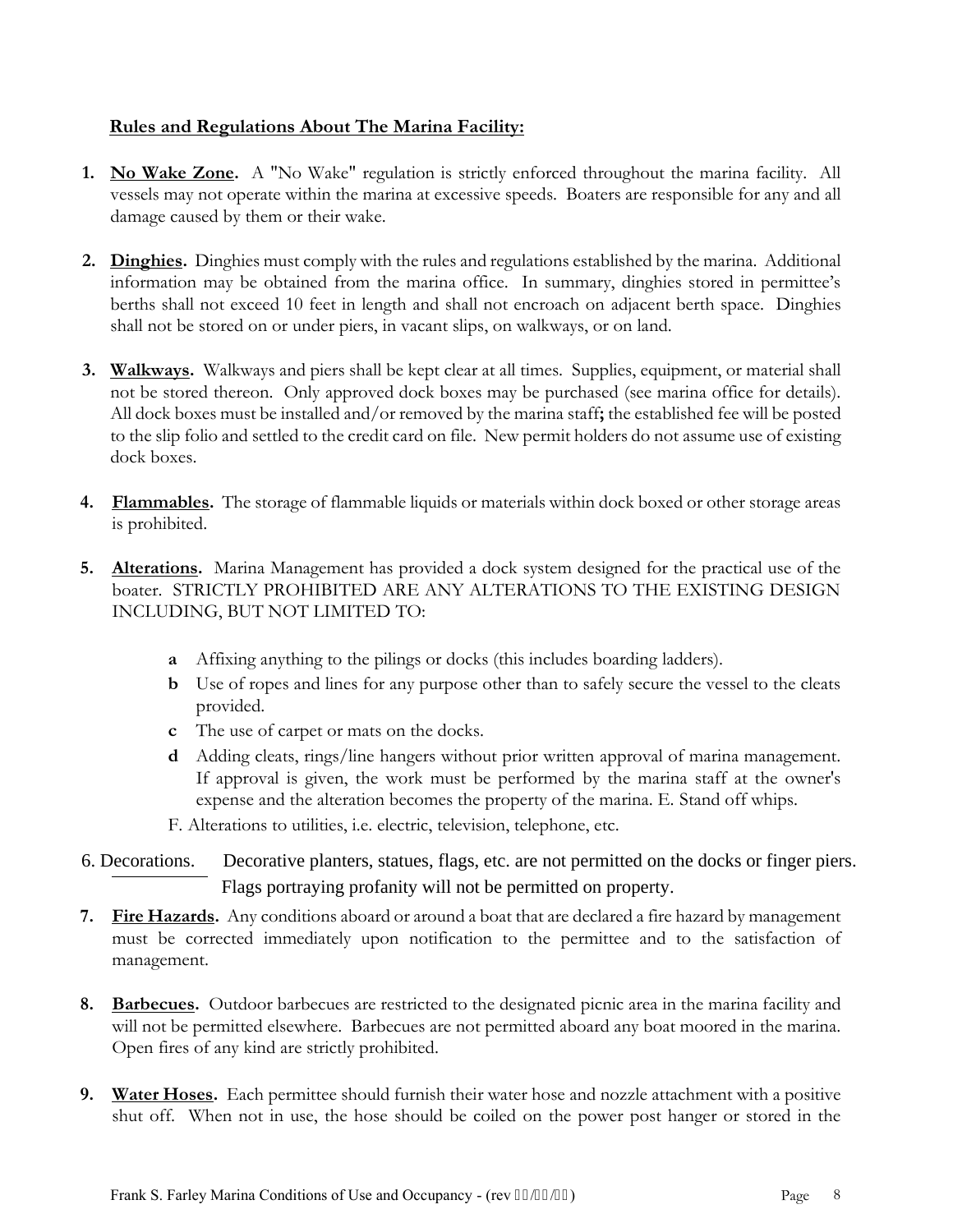**Rules and Regulations About The Marina Facility:**

1. **No Wake Zone.** A "No Wake" regulation is strictly enforced throughout the marina facility. All vessels may not operate within the marina at excessive speeds. Boaters are responsible for any and all damage caused by them or their wake.

2. **Dinghies.** Dinghies must comply with the rules and regulations established by the marina. Additional information may be obtained from the marina office. In summary, dinghies stored in permittee's berths shall not exceed 10 feet in length and shall not encroach on adjacent berth space. Dinghies shall not be stored on or under piers, in vacant slips, on walkways, or on land.

3. **Walkways.** Walkways and piers shall be kept clear at all times. Supplies, equipment, or material shall not be stored thereon. Only approved dock boxes may be purchased (see marina office for details). All dock boxes must be installed and/or removed by the marina staff**;** the established fee will be posted to the slip folio and settled to the credit card on file. New permit holders do not assume use of existing dock boxes.

4. **Flammables.** The storage of flammable liquids or materials within dock boxed or other storage areas is prohibited.

5. **Alterations.** Marina Management has provided a dock system designed for the practical use of the boater. STRICTLY PROHIBITED ARE ANY ALTERATIONS TO THE EXISTING DESIGN INCLUDING, BUT NOT LIMITED TO:

   - **a** Affixing anything to the pilings or docks (this includes boarding ladders).
   - **b** Use of ropes and lines for any purpose other than to safely secure the vessel to the cleats provided.
   - **c** The use of carpet or mats on the docks.
   - **d** Adding cleats, rings/line hangers without prior written approval of marina management. If approval is given, the work must be performed by the marina staff at the owner's expense and the alteration becomes the property of the marina. E. Stand off whips.
   - F. Alterations to utilities, i.e. electric, television, telephone, etc.

6. Decorations. Decorative planters, statues, flags, etc. are not permitted on the docks or finger piers. Flags portraying profanity will not be permitted on property.

7. **Fire Hazards.** Any conditions aboard or around a boat that are declared a fire hazard by management must be corrected immediately upon notification to the permittee and to the satisfaction of management.

8. **Barbecues.** Outdoor barbecues are restricted to the designated picnic area in the marina facility and will not be permitted elsewhere. Barbecues are not permitted aboard any boat moored in the marina. Open fires of any kind are strictly prohibited.

9. **Water Hoses.** Each permittee should furnish their water hose and nozzle attachment with a positive shut off. When not in use, the hose should be coiled on the power post hanger or stored in the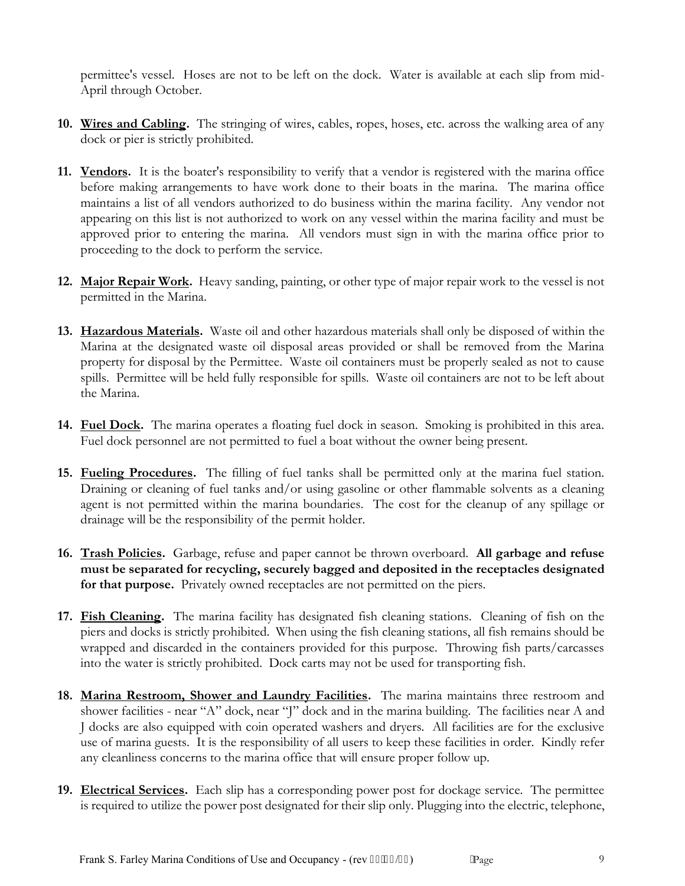permittee's vessel. Hoses are not to be left on the dock. Water is available at each slip from mid-April through October.

10. **Wires and Cabling.** The stringing of wires, cables, ropes, hoses, etc. across the walking area of any dock or pier is strictly prohibited.

11. **Vendors.** It is the boater's responsibility to verify that a vendor is registered with the marina office before making arrangements to have work done to their boats in the marina. The marina office maintains a list of all vendors authorized to do business within the marina facility. Any vendor not appearing on this list is not authorized to work on any vessel within the marina facility and must be approved prior to entering the marina. All vendors must sign in with the marina office prior to proceeding to the dock to perform the service.

12. **Major Repair Work.** Heavy sanding, painting, or other type of major repair work to the vessel is not permitted in the Marina.

13. **Hazardous Materials.** Waste oil and other hazardous materials shall only be disposed of within the Marina at the designated waste oil disposal areas provided or shall be removed from the Marina property for disposal by the Permittee. Waste oil containers must be properly sealed as not to cause spills. Permittee will be held fully responsible for spills. Waste oil containers are not to be left about the Marina.

14. **Fuel Dock.** The marina operates a floating fuel dock in season. Smoking is prohibited in this area. Fuel dock personnel are not permitted to fuel a boat without the owner being present.

15. **Fueling Procedures.** The filling of fuel tanks shall be permitted only at the marina fuel station. Draining or cleaning of fuel tanks and/or using gasoline or other flammable solvents as a cleaning agent is not permitted within the marina boundaries. The cost for the cleanup of any spillage or drainage will be the responsibility of the permit holder.

16. **Trash Policies.** Garbage, refuse and paper cannot be thrown overboard. **All garbage and refuse must be separated for recycling, securely bagged and deposited in the receptacles designated for that purpose.** Privately owned receptacles are not permitted on the piers.

17. **Fish Cleaning.** The marina facility has designated fish cleaning stations. Cleaning of fish on the piers and docks is strictly prohibited. When using the fish cleaning stations, all fish remains should be wrapped and discarded in the containers provided for this purpose. Throwing fish parts/carcasses into the water is strictly prohibited. Dock carts may not be used for transporting fish.

18. **Marina Restroom, Shower and Laundry Facilities.** The marina maintains three restroom and shower facilities - near "A" dock, near "J" dock and in the marina building. The facilities near A and J docks are also equipped with coin operated washers and dryers. All facilities are for the exclusive use of marina guests. It is the responsibility of all users to keep these facilities in order. Kindly refer any cleanliness concerns to the marina office that will ensure proper follow up.

19. **Electrical Services.** Each slip has a corresponding power post for dockage service. The permittee is required to utilize the power post designated for their slip only. Plugging into the electric, telephone,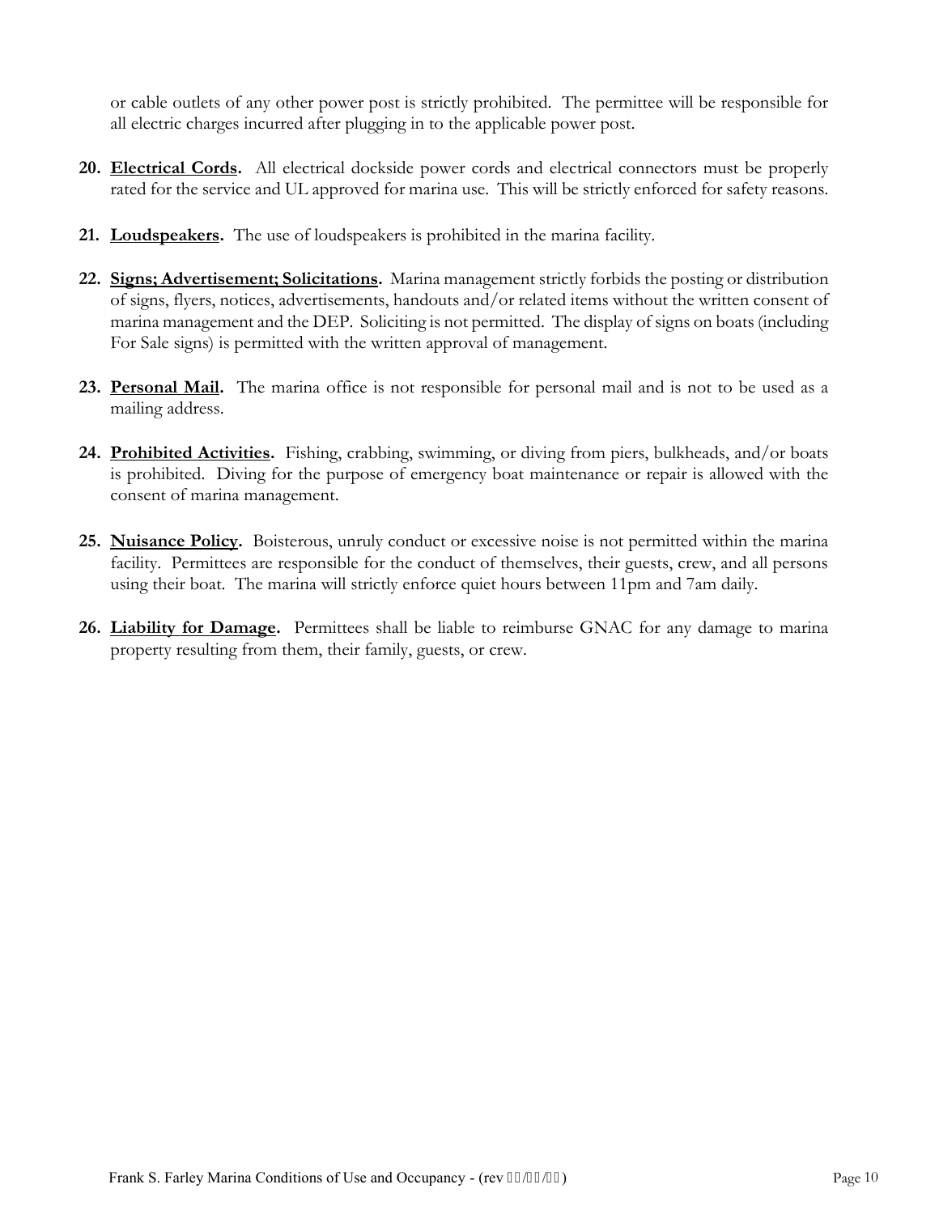or cable outlets of any other power post is strictly prohibited. The permittee will be responsible for all electric charges incurred after plugging in to the applicable power post.

20. **Electrical Cords.** All electrical dockside power cords and electrical connectors must be properly rated for the service and UL approved for marina use. This will be strictly enforced for safety reasons.

21. **Loudspeakers.** The use of loudspeakers is prohibited in the marina facility.

22. **Signs; Advertisement; Solicitations.** Marina management strictly forbids the posting or distribution of signs, flyers, notices, advertisements, handouts and/or related items without the written consent of marina management and the DEP. Soliciting is not permitted. The display of signs on boats (including For Sale signs) is permitted with the written approval of management.

23. **Personal Mail.** The marina office is not responsible for personal mail and is not to be used as a mailing address.

24. **Prohibited Activities.** Fishing, crabbing, swimming, or diving from piers, bulkheads, and/or boats is prohibited. Diving for the purpose of emergency boat maintenance or repair is allowed with the consent of marina management.

25. **Nuisance Policy.** Boisterous, unruly conduct or excessive noise is not permitted within the marina facility. Permittees are responsible for the conduct of themselves, their guests, crew, and all persons using their boat. The marina will strictly enforce quiet hours between 11pm and 7am daily.

26. **Liability for Damage.** Permittees shall be liable to reimburse GNAC for any damage to marina property resulting from them, their family, guests, or crew.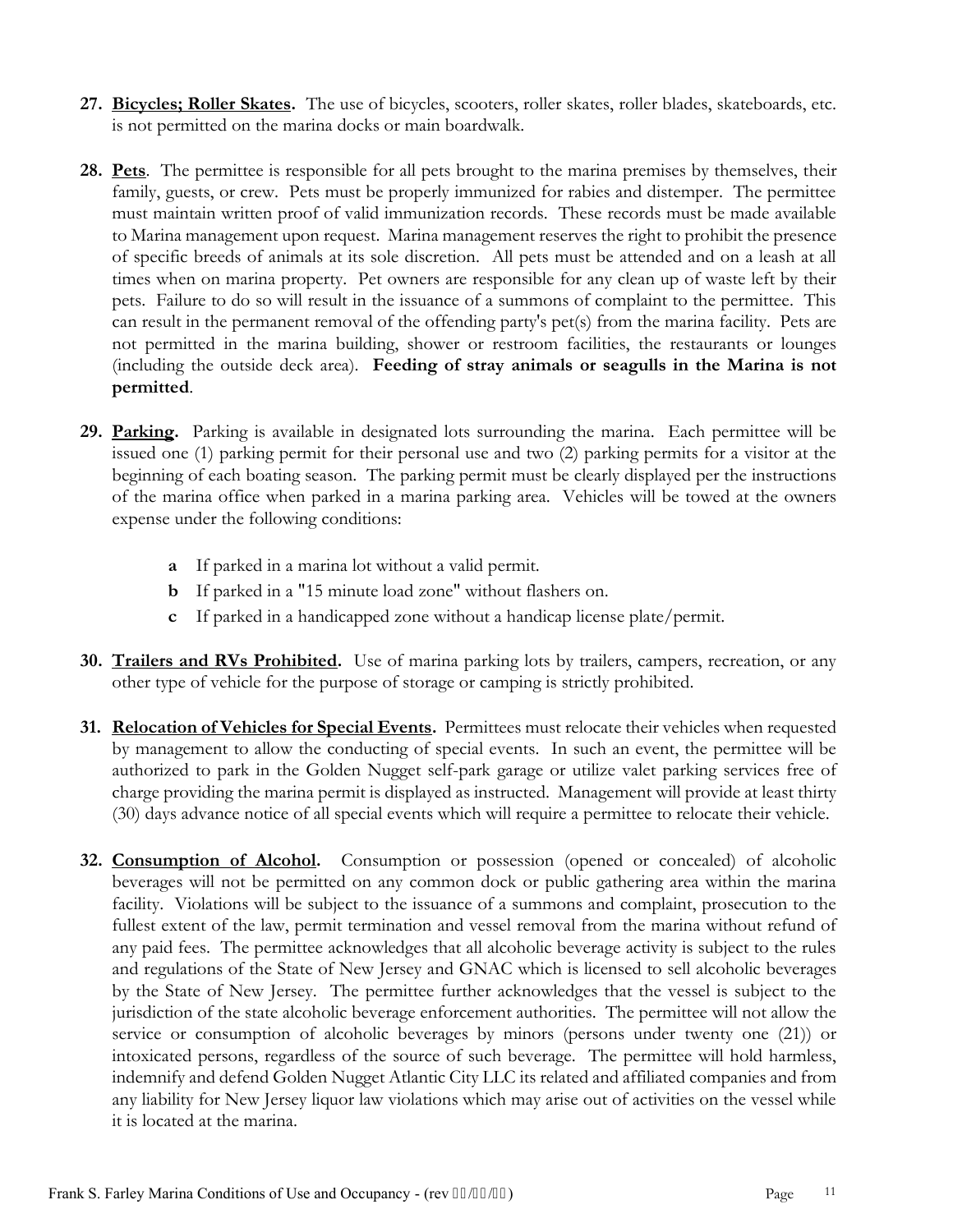27. **Bicycles; Roller Skates.** The use of bicycles, scooters, roller skates, roller blades, skateboards, etc. is not permitted on the marina docks or main boardwalk.

28. **Pets**. The permittee is responsible for all pets brought to the marina premises by themselves, their family, guests, or crew. Pets must be properly immunized for rabies and distemper. The permittee must maintain written proof of valid immunization records. These records must be made available to Marina management upon request. Marina management reserves the right to prohibit the presence of specific breeds of animals at its sole discretion. All pets must be attended and on a leash at all times when on marina property. Pet owners are responsible for any clean up of waste left by their pets. Failure to do so will result in the issuance of a summons of complaint to the permittee. This can result in the permanent removal of the offending party's pet(s) from the marina facility. Pets are not permitted in the marina building, shower or restroom facilities, the restaurants or lounges (including the outside deck area). **Feeding of stray animals or seagulls in the Marina is not permitted**.

29. **Parking.** Parking is available in designated lots surrounding the marina. Each permittee will be issued one (1) parking permit for their personal use and two (2) parking permits for a visitor at the beginning of each boating season. The parking permit must be clearly displayed per the instructions of the marina office when parked in a marina parking area. Vehicles will be towed at the owners expense under the following conditions:

    - **a** If parked in a marina lot without a valid permit.
    - **b** If parked in a "15 minute load zone" without flashers on.
    - **c** If parked in a handicapped zone without a handicap license plate/permit.

30. **Trailers and RVs Prohibited.** Use of marina parking lots by trailers, campers, recreation, or any other type of vehicle for the purpose of storage or camping is strictly prohibited.

31. **Relocation of Vehicles for Special Events.** Permittees must relocate their vehicles when requested by management to allow the conducting of special events. In such an event, the permittee will be authorized to park in the Golden Nugget self-park garage or utilize valet parking services free of charge providing the marina permit is displayed as instructed. Management will provide at least thirty (30) days advance notice of all special events which will require a permittee to relocate their vehicle.

32. **Consumption of Alcohol.** Consumption or possession (opened or concealed) of alcoholic beverages will not be permitted on any common dock or public gathering area within the marina facility. Violations will be subject to the issuance of a summons and complaint, prosecution to the fullest extent of the law, permit termination and vessel removal from the marina without refund of any paid fees. The permittee acknowledges that all alcoholic beverage activity is subject to the rules and regulations of the State of New Jersey and GNAC which is licensed to sell alcoholic beverages by the State of New Jersey. The permittee further acknowledges that the vessel is subject to the jurisdiction of the state alcoholic beverage enforcement authorities. The permittee will not allow the service or consumption of alcoholic beverages by minors (persons under twenty one (21)) or intoxicated persons, regardless of the source of such beverage. The permittee will hold harmless, indemnify and defend Golden Nugget Atlantic City LLC its related and affiliated companies and from any liability for New Jersey liquor law violations which may arise out of activities on the vessel while it is located at the marina.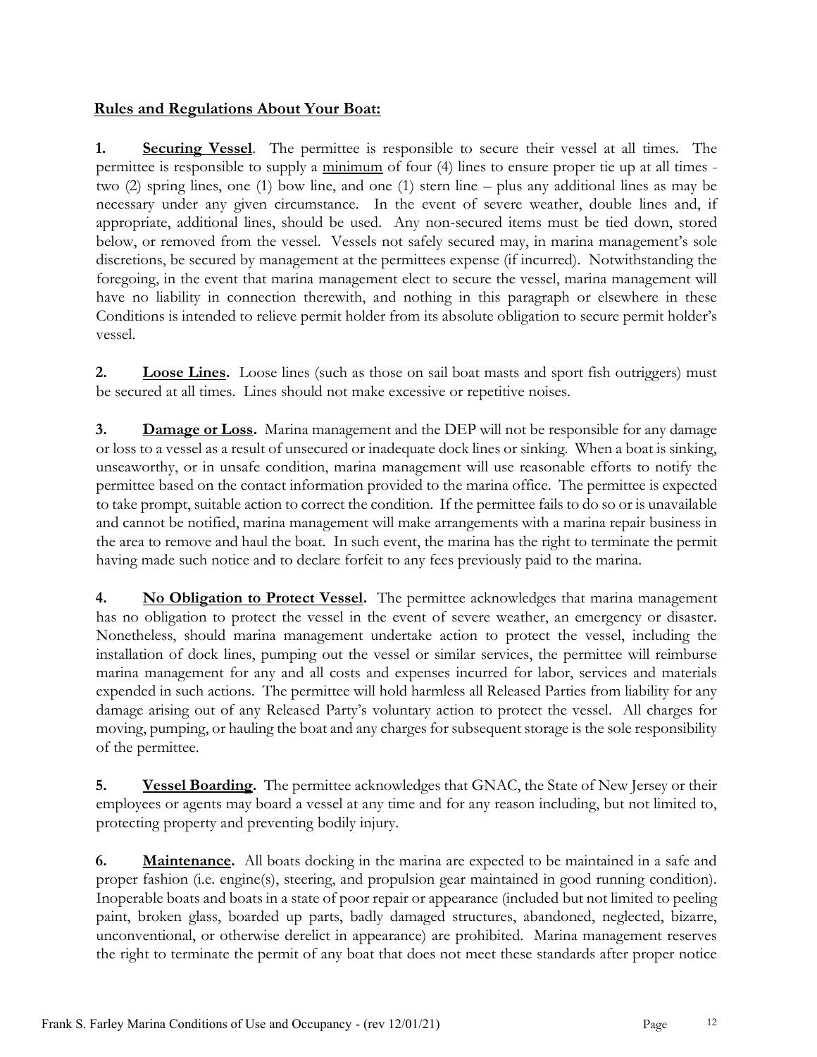## Rules and Regulations About Your Boat:

**1. Securing Vessel**. The permittee is responsible to secure their vessel at all times. The permittee is responsible to supply a minimum of four (4) lines to ensure proper tie up at all times - two (2) spring lines, one (1) bow line, and one (1) stern line – plus any additional lines as may be necessary under any given circumstance. In the event of severe weather, double lines and, if appropriate, additional lines, should be used. Any non-secured items must be tied down, stored below, or removed from the vessel. Vessels not safely secured may, in marina management's sole discretions, be secured by management at the permittees expense (if incurred). Notwithstanding the foregoing, in the event that marina management elect to secure the vessel, marina management will have no liability in connection therewith, and nothing in this paragraph or elsewhere in these Conditions is intended to relieve permit holder from its absolute obligation to secure permit holder's vessel.

**2. Loose Lines.** Loose lines (such as those on sail boat masts and sport fish outriggers) must be secured at all times. Lines should not make excessive or repetitive noises.

**3. Damage or Loss.** Marina management and the DEP will not be responsible for any damage or loss to a vessel as a result of unsecured or inadequate dock lines or sinking. When a boat is sinking, unseaworthy, or in unsafe condition, marina management will use reasonable efforts to notify the permittee based on the contact information provided to the marina office. The permittee is expected to take prompt, suitable action to correct the condition. If the permittee fails to do so or is unavailable and cannot be notified, marina management will make arrangements with a marina repair business in the area to remove and haul the boat. In such event, the marina has the right to terminate the permit having made such notice and to declare forfeit to any fees previously paid to the marina.

**4. No Obligation to Protect Vessel.** The permittee acknowledges that marina management has no obligation to protect the vessel in the event of severe weather, an emergency or disaster. Nonetheless, should marina management undertake action to protect the vessel, including the installation of dock lines, pumping out the vessel or similar services, the permittee will reimburse marina management for any and all costs and expenses incurred for labor, services and materials expended in such actions. The permittee will hold harmless all Released Parties from liability for any damage arising out of any Released Party's voluntary action to protect the vessel. All charges for moving, pumping, or hauling the boat and any charges for subsequent storage is the sole responsibility of the permittee.

**5. Vessel Boarding.** The permittee acknowledges that GNAC, the State of New Jersey or their employees or agents may board a vessel at any time and for any reason including, but not limited to, protecting property and preventing bodily injury.

**6. Maintenance.** All boats docking in the marina are expected to be maintained in a safe and proper fashion (i.e. engine(s), steering, and propulsion gear maintained in good running condition). Inoperable boats and boats in a state of poor repair or appearance (included but not limited to peeling paint, broken glass, boarded up parts, badly damaged structures, abandoned, neglected, bizarre, unconventional, or otherwise derelict in appearance) are prohibited. Marina management reserves the right to terminate the permit of any boat that does not meet these standards after proper notice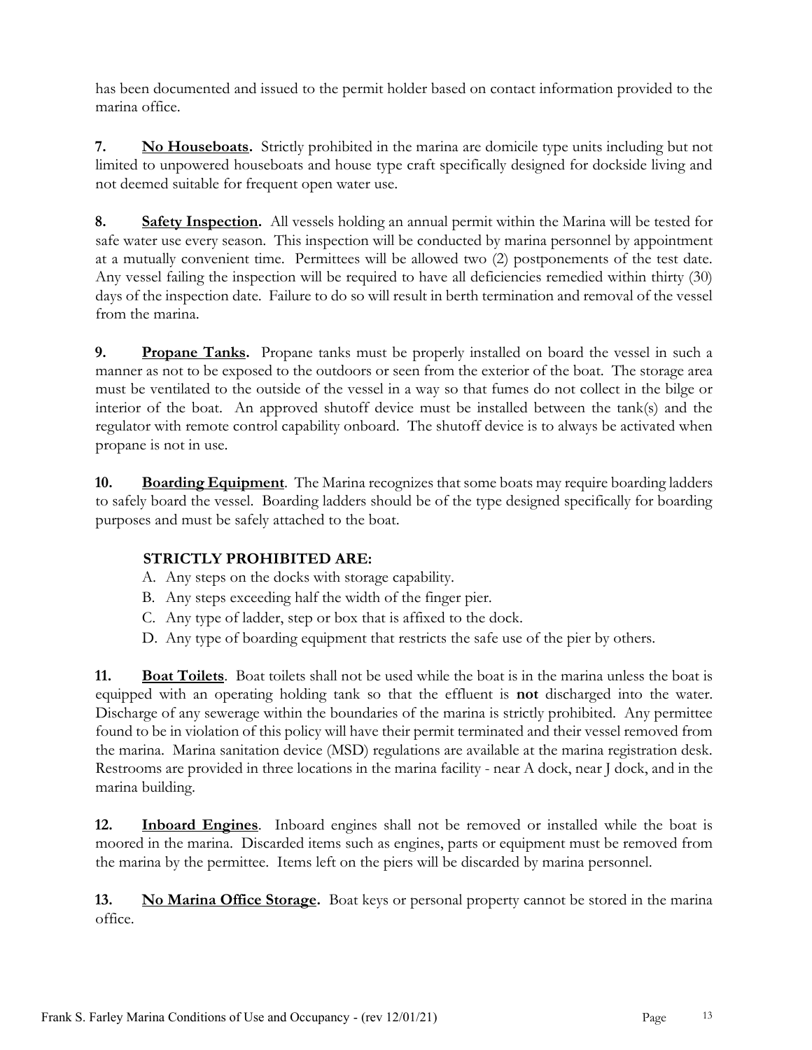has been documented and issued to the permit holder based on contact information provided to the marina office.

**7. <u>No Houseboats</u>.** Strictly prohibited in the marina are domicile type units including but not limited to unpowered houseboats and house type craft specifically designed for dockside living and not deemed suitable for frequent open water use.

**8. <u>Safety Inspection</u>.** All vessels holding an annual permit within the Marina will be tested for safe water use every season. This inspection will be conducted by marina personnel by appointment at a mutually convenient time. Permittees will be allowed two (2) postponements of the test date. Any vessel failing the inspection will be required to have all deficiencies remedied within thirty (30) days of the inspection date. Failure to do so will result in berth termination and removal of the vessel from the marina.

**9. <u>Propane Tanks</u>.** Propane tanks must be properly installed on board the vessel in such a manner as not to be exposed to the outdoors or seen from the exterior of the boat. The storage area must be ventilated to the outside of the vessel in a way so that fumes do not collect in the bilge or interior of the boat. An approved shutoff device must be installed between the tank(s) and the regulator with remote control capability onboard. The shutoff device is to always be activated when propane is not in use.

**10. <u>Boarding Equipment</u>**. The Marina recognizes that some boats may require boarding ladders to safely board the vessel. Boarding ladders should be of the type designed specifically for boarding purposes and must be safely attached to the boat.

**STRICTLY PROHIBITED ARE:**

A. Any steps on the docks with storage capability.
B. Any steps exceeding half the width of the finger pier.
C. Any type of ladder, step or box that is affixed to the dock.
D. Any type of boarding equipment that restricts the safe use of the pier by others.

**11. <u>Boat Toilets</u>**. Boat toilets shall not be used while the boat is in the marina unless the boat is equipped with an operating holding tank so that the effluent is **not** discharged into the water. Discharge of any sewerage within the boundaries of the marina is strictly prohibited. Any permittee found to be in violation of this policy will have their permit terminated and their vessel removed from the marina. Marina sanitation device (MSD) regulations are available at the marina registration desk. Restrooms are provided in three locations in the marina facility - near A dock, near J dock, and in the marina building.

**12. <u>Inboard Engines</u>**. Inboard engines shall not be removed or installed while the boat is moored in the marina. Discarded items such as engines, parts or equipment must be removed from the marina by the permittee. Items left on the piers will be discarded by marina personnel.

**13. <u>No Marina Office Storage</u>.** Boat keys or personal property cannot be stored in the marina office.